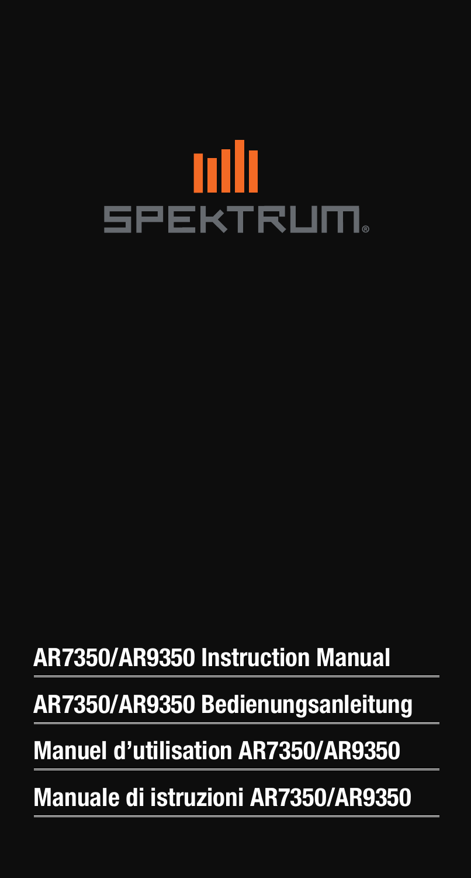SPEKTRUM®

# AR7350/AR9350 Instruction Manual

# AR7350/AR9350 Bedienungsanleitung

# Manuel d'utilisation AR7350/AR9350

# Manuale di istruzioni AR7350/AR9350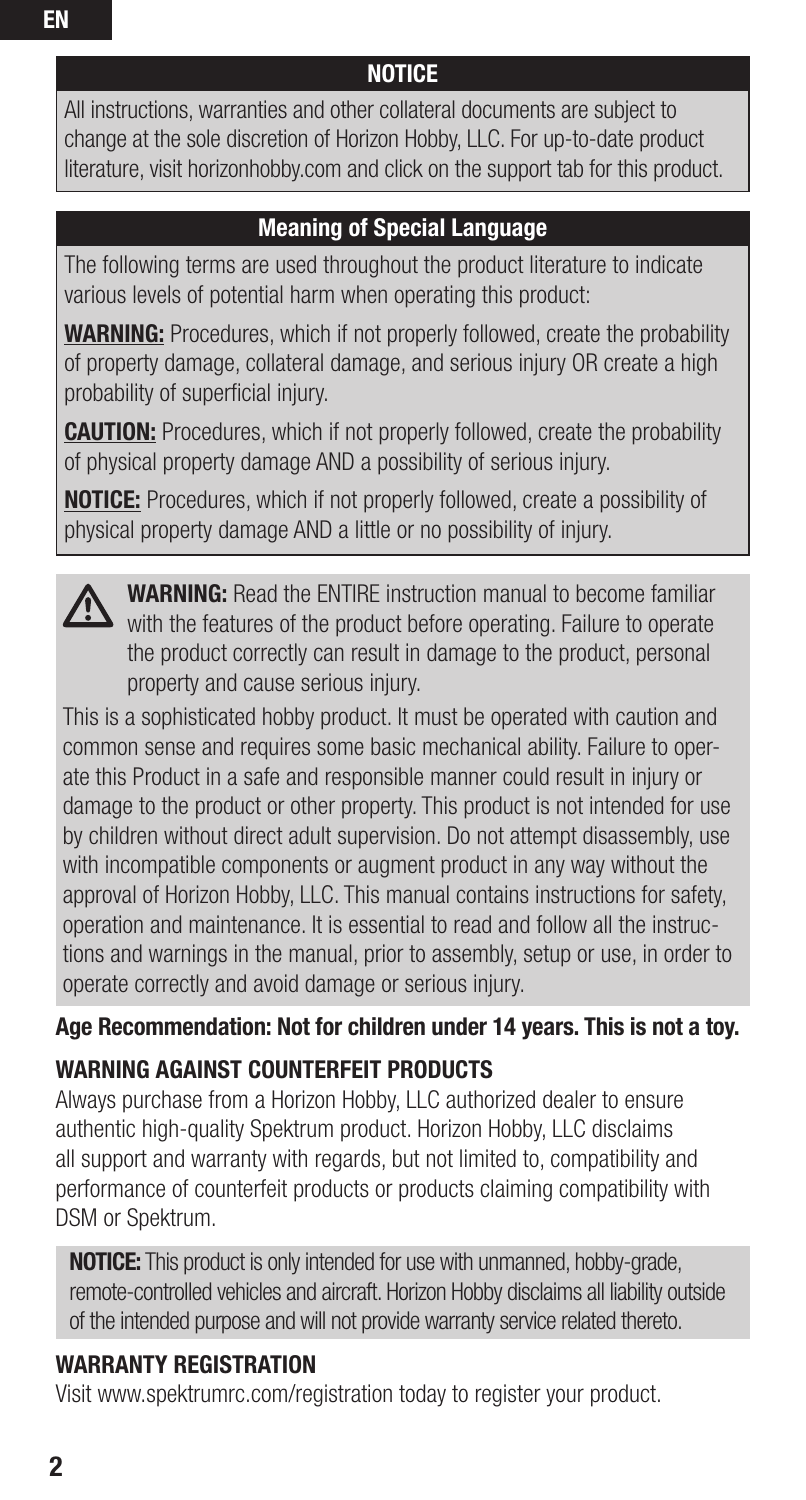## NOTICE

All instructions, warranties and other collateral documents are subject to change at the sole discretion of Horizon Hobby, LLC. For up-to-date product literature, visit horizonhobby.com and click on the support tab for this product.

## Meaning of Special Language

The following terms are used throughout the product literature to indicate various levels of potential harm when operating this product:

**WARNING:** Procedures, which if not properly followed, create the probability of property damage, collateral damage, and serious injury OR create a high probability of superficial injury.

**CAUTION:** Procedures, which if not properly followed, create the probability of physical property damage AND a possibility of serious injury.

**NOTICE:** Procedures, which if not properly followed, create a possibility of physical property damage AND a little or no possibility of injury.

**WARNING:** Read the ENTIRE instruction manual to become familiar with the features of the product before operating. Failure to operate the product correctly can result in damage to the product, personal property and cause serious injury.

This is a sophisticated hobby product. It must be operated with caution and common sense and requires some basic mechanical ability. Failure to operate this Product in a safe and responsible manner could result in injury or damage to the product or other property. This product is not intended for use by children without direct adult supervision. Do not attempt disassembly, use with incompatible components or augment product in any way without the approval of Horizon Hobby, LLC. This manual contains instructions for safety, operation and maintenance. It is essential to read and follow all the instructions and warnings in the manual, prior to assembly, setup or use, in order to operate correctly and avoid damage or serious injury.

**Age Recommendation: Not for children under 14 years. This is not a toy.**

### WARNING AGAINST COUNTERFEIT PRODUCTS

Always purchase from a Horizon Hobby, LLC authorized dealer to ensure authentic high-quality Spektrum product. Horizon Hobby, LLC disclaims all support and warranty with regards, but not limited to, compatibility and performance of counterfeit products or products claiming compatibility with DSM or Spektrum.

**NOTICE:** This product is only intended for use with unmanned, hobby-grade, remote-controlled vehicles and aircraft. Horizon Hobby disclaims all liability outside of the intended purpose and will not provide warranty service related thereto.

### WARRANTY REGISTRATION

Visit www.spektrumrc.com/registration today to register your product.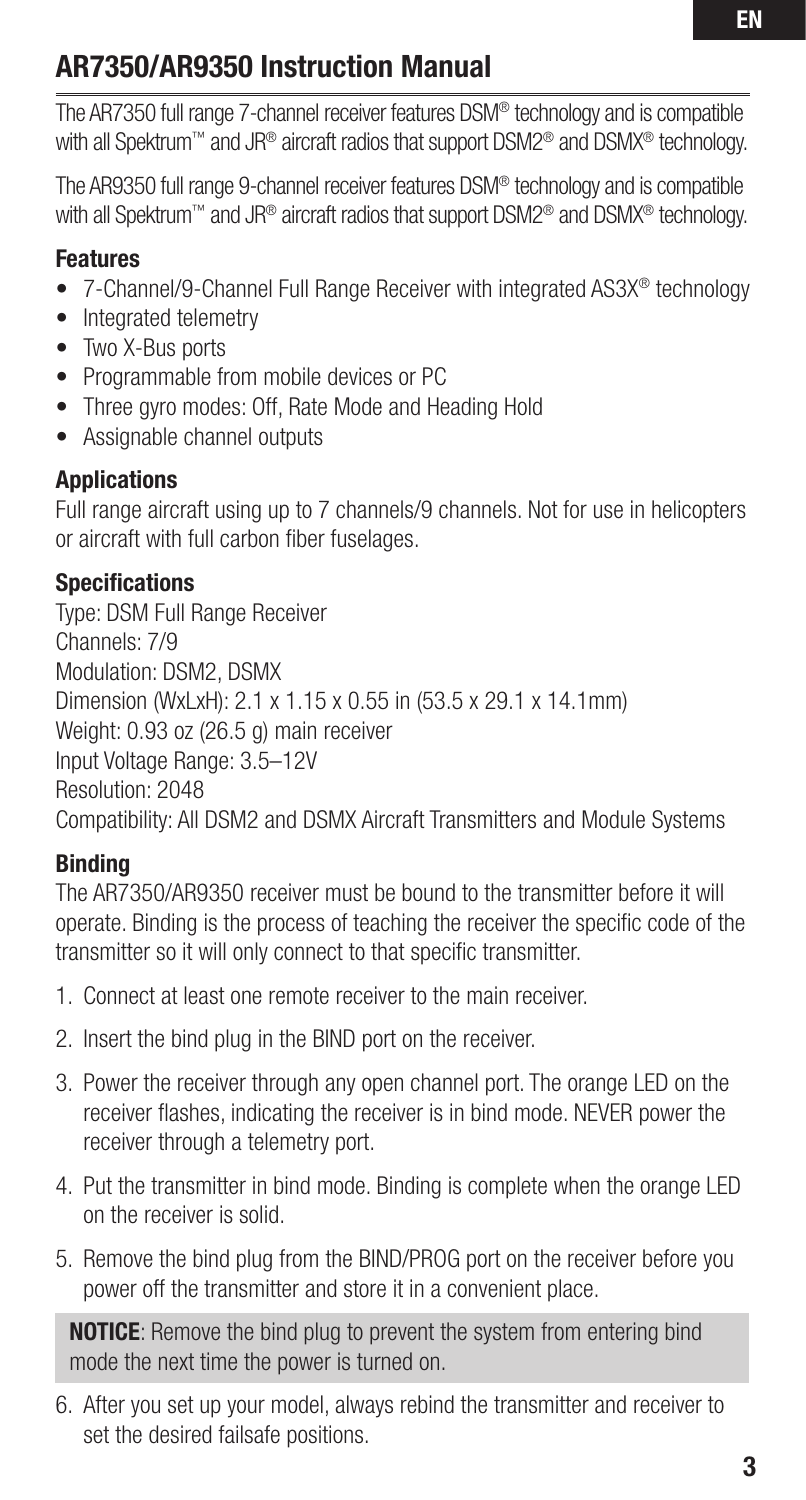## AR7350/AR9350 Instruction Manual

The AR7350 full range 7-channel receiver features DSM® technology and is compatible with all Spektrum™ and JR® aircraft radios that support DSM2® and DSMX® technology.

The AR9350 full range 9-channel receiver features DSM® technology and is compatible with all Spektrum™ and JR® aircraft radios that support DSM2® and DSMX® technology.

### Features

- 7-Channel/9-Channel Full Range Receiver with integrated AS3X® technology
- Integrated telemetry
- Two X-Bus ports
- Programmable from mobile devices or PC
- Three gyro modes: Off, Rate Mode and Heading Hold
- Assignable channel outputs

### Applications

Full range aircraft using up to 7 channels/9 channels. Not for use in helicopters or aircraft with full carbon fiber fuselages.

### Specifications

Type: DSM Full Range Receiver
Channels: 7/9
Modulation: DSM2, DSMX
Dimension (WxLxH): 2.1 x 1.15 x 0.55 in (53.5 x 29.1 x 14.1mm)
Weight: 0.93 oz (26.5 g) main receiver
Input Voltage Range: 3.5–12V
Resolution: 2048
Compatibility: All DSM2 and DSMX Aircraft Transmitters and Module Systems

### Binding

The AR7350/AR9350 receiver must be bound to the transmitter before it will operate. Binding is the process of teaching the receiver the specific code of the transmitter so it will only connect to that specific transmitter.

1. Connect at least one remote receiver to the main receiver.
2. Insert the bind plug in the BIND port on the receiver.
3. Power the receiver through any open channel port. The orange LED on the receiver flashes, indicating the receiver is in bind mode. NEVER power the receiver through a telemetry port.
4. Put the transmitter in bind mode. Binding is complete when the orange LED on the receiver is solid.
5. Remove the bind plug from the BIND/PROG port on the receiver before you power off the transmitter and store it in a convenient place.

**NOTICE**: Remove the bind plug to prevent the system from entering bind mode the next time the power is turned on.

6. After you set up your model, always rebind the transmitter and receiver to set the desired failsafe positions.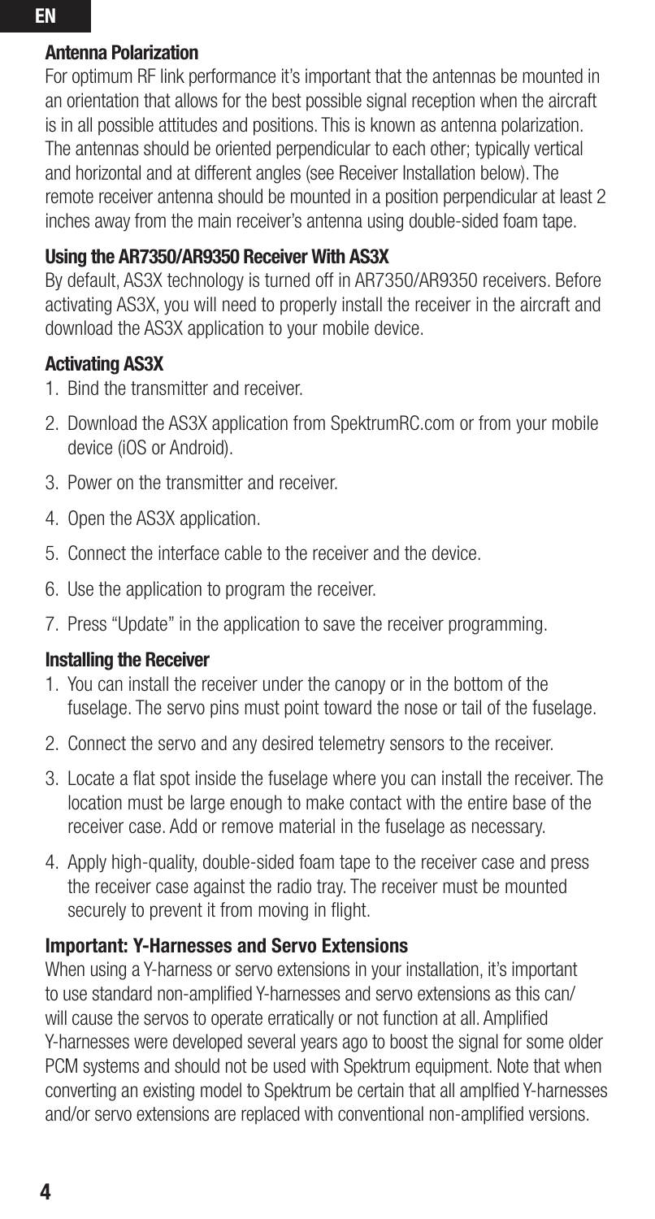## Antenna Polarization

For optimum RF link performance it's important that the antennas be mounted in an orientation that allows for the best possible signal reception when the aircraft is in all possible attitudes and positions. This is known as antenna polarization. The antennas should be oriented perpendicular to each other; typically vertical and horizontal and at different angles (see Receiver Installation below). The remote receiver antenna should be mounted in a position perpendicular at least 2 inches away from the main receiver's antenna using double-sided foam tape.

## Using the AR7350/AR9350 Receiver With AS3X

By default, AS3X technology is turned off in AR7350/AR9350 receivers. Before activating AS3X, you will need to properly install the receiver in the aircraft and download the AS3X application to your mobile device.

## Activating AS3X

1. Bind the transmitter and receiver.
2. Download the AS3X application from SpektrumRC.com or from your mobile device (iOS or Android).
3. Power on the transmitter and receiver.
4. Open the AS3X application.
5. Connect the interface cable to the receiver and the device.
6. Use the application to program the receiver.
7. Press "Update" in the application to save the receiver programming.

## Installing the Receiver

1. You can install the receiver under the canopy or in the bottom of the fuselage. The servo pins must point toward the nose or tail of the fuselage.
2. Connect the servo and any desired telemetry sensors to the receiver.
3. Locate a flat spot inside the fuselage where you can install the receiver. The location must be large enough to make contact with the entire base of the receiver case. Add or remove material in the fuselage as necessary.
4. Apply high-quality, double-sided foam tape to the receiver case and press the receiver case against the radio tray. The receiver must be mounted securely to prevent it from moving in flight.

## Important: Y-Harnesses and Servo Extensions

When using a Y-harness or servo extensions in your installation, it's important to use standard non-amplified Y-harnesses and servo extensions as this can/will cause the servos to operate erratically or not function at all. Amplified Y-harnesses were developed several years ago to boost the signal for some older PCM systems and should not be used with Spektrum equipment. Note that when converting an existing model to Spektrum be certain that all amplfied Y-harnesses and/or servo extensions are replaced with conventional non-amplified versions.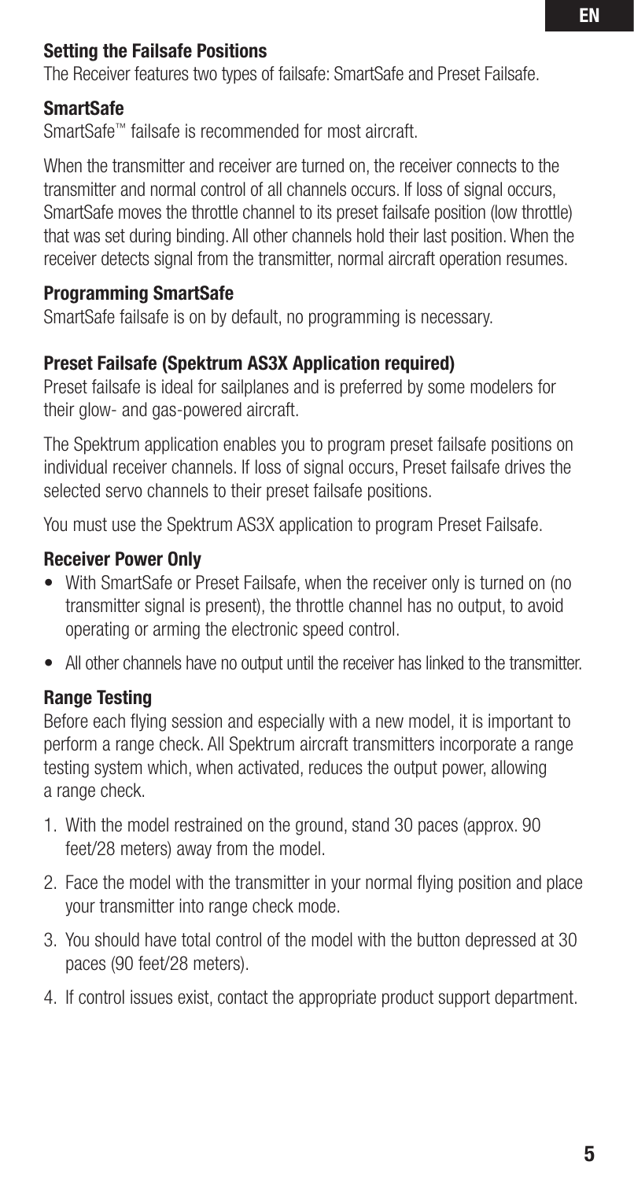### Setting the Failsafe Positions

The Receiver features two types of failsafe: SmartSafe and Preset Failsafe.

### SmartSafe

SmartSafe™ failsafe is recommended for most aircraft.

When the transmitter and receiver are turned on, the receiver connects to the transmitter and normal control of all channels occurs. If loss of signal occurs, SmartSafe moves the throttle channel to its preset failsafe position (low throttle) that was set during binding. All other channels hold their last position. When the receiver detects signal from the transmitter, normal aircraft operation resumes.

### Programming SmartSafe

SmartSafe failsafe is on by default, no programming is necessary.

### Preset Failsafe (Spektrum AS3X Application required)

Preset failsafe is ideal for sailplanes and is preferred by some modelers for their glow- and gas-powered aircraft.

The Spektrum application enables you to program preset failsafe positions on individual receiver channels. If loss of signal occurs, Preset failsafe drives the selected servo channels to their preset failsafe positions.

You must use the Spektrum AS3X application to program Preset Failsafe.

### Receiver Power Only

- With SmartSafe or Preset Failsafe, when the receiver only is turned on (no transmitter signal is present), the throttle channel has no output, to avoid operating or arming the electronic speed control.
- All other channels have no output until the receiver has linked to the transmitter.

### Range Testing

Before each flying session and especially with a new model, it is important to perform a range check. All Spektrum aircraft transmitters incorporate a range testing system which, when activated, reduces the output power, allowing a range check.

1. With the model restrained on the ground, stand 30 paces (approx. 90 feet/28 meters) away from the model.
2. Face the model with the transmitter in your normal flying position and place your transmitter into range check mode.
3. You should have total control of the model with the button depressed at 30 paces (90 feet/28 meters).
4. If control issues exist, contact the appropriate product support department.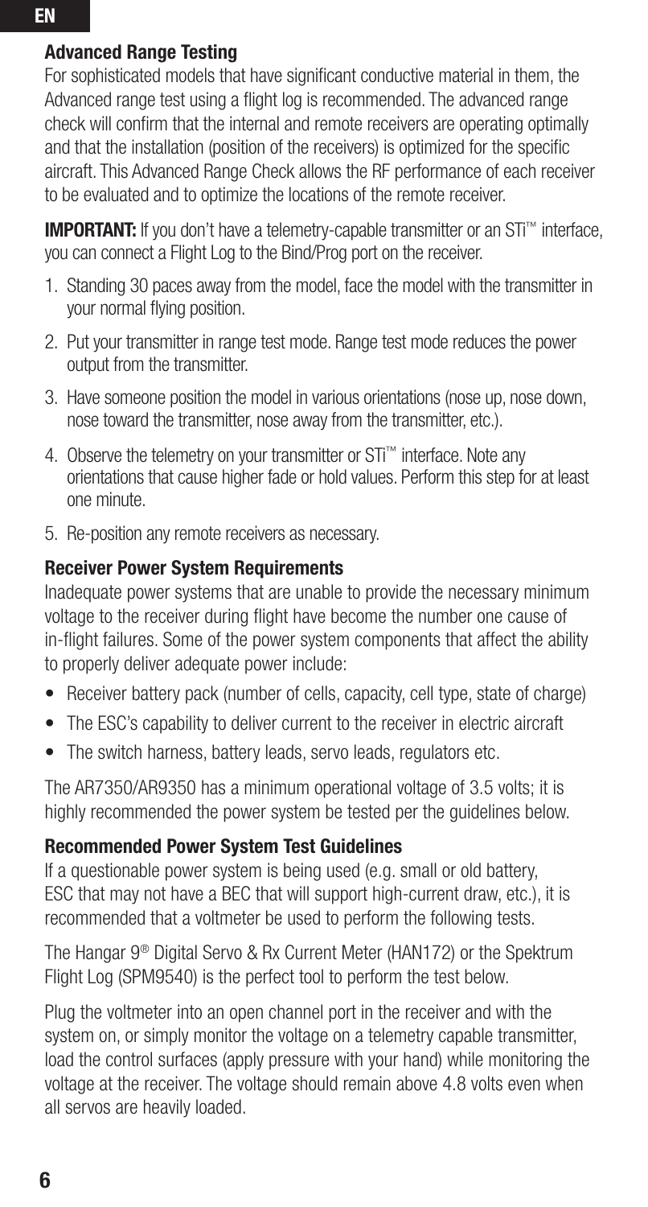## Advanced Range Testing

For sophisticated models that have significant conductive material in them, the Advanced range test using a flight log is recommended. The advanced range check will confirm that the internal and remote receivers are operating optimally and that the installation (position of the receivers) is optimized for the specific aircraft. This Advanced Range Check allows the RF performance of each receiver to be evaluated and to optimize the locations of the remote receiver.

**IMPORTANT:** If you don't have a telemetry-capable transmitter or an STi™ interface, you can connect a Flight Log to the Bind/Prog port on the receiver.

1. Standing 30 paces away from the model, face the model with the transmitter in your normal flying position.
2. Put your transmitter in range test mode. Range test mode reduces the power output from the transmitter.
3. Have someone position the model in various orientations (nose up, nose down, nose toward the transmitter, nose away from the transmitter, etc.).
4. Observe the telemetry on your transmitter or STi™ interface. Note any orientations that cause higher fade or hold values. Perform this step for at least one minute.
5. Re-position any remote receivers as necessary.

## Receiver Power System Requirements

Inadequate power systems that are unable to provide the necessary minimum voltage to the receiver during flight have become the number one cause of in-flight failures. Some of the power system components that affect the ability to properly deliver adequate power include:

- Receiver battery pack (number of cells, capacity, cell type, state of charge)
- The ESC's capability to deliver current to the receiver in electric aircraft
- The switch harness, battery leads, servo leads, regulators etc.

The AR7350/AR9350 has a minimum operational voltage of 3.5 volts; it is highly recommended the power system be tested per the guidelines below.

## Recommended Power System Test Guidelines

If a questionable power system is being used (e.g. small or old battery, ESC that may not have a BEC that will support high-current draw, etc.), it is recommended that a voltmeter be used to perform the following tests.

The Hangar 9® Digital Servo & Rx Current Meter (HAN172) or the Spektrum Flight Log (SPM9540) is the perfect tool to perform the test below.

Plug the voltmeter into an open channel port in the receiver and with the system on, or simply monitor the voltage on a telemetry capable transmitter, load the control surfaces (apply pressure with your hand) while monitoring the voltage at the receiver. The voltage should remain above 4.8 volts even when all servos are heavily loaded.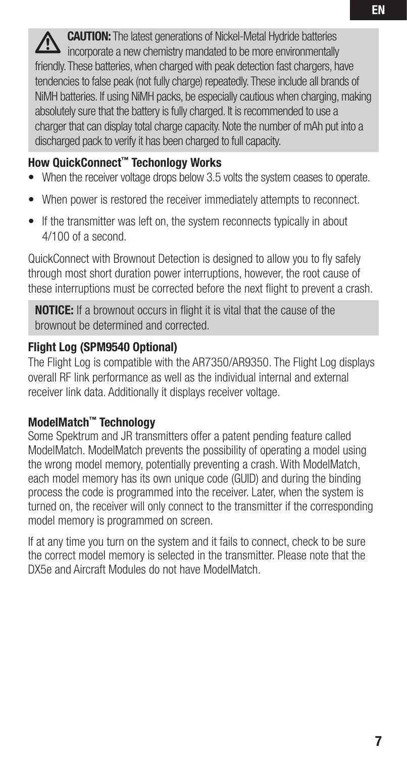**CAUTION:** The latest generations of Nickel-Metal Hydride batteries incorporate a new chemistry mandated to be more environmentally friendly. These batteries, when charged with peak detection fast chargers, have tendencies to false peak (not fully charge) repeatedly. These include all brands of NiMH batteries. If using NiMH packs, be especially cautious when charging, making absolutely sure that the battery is fully charged. It is recommended to use a charger that can display total charge capacity. Note the number of mAh put into a discharged pack to verify it has been charged to full capacity.

### How QuickConnect™ Techonlogy Works

- When the receiver voltage drops below 3.5 volts the system ceases to operate.
- When power is restored the receiver immediately attempts to reconnect.
- If the transmitter was left on, the system reconnects typically in about 4/100 of a second.

QuickConnect with Brownout Detection is designed to allow you to fly safely through most short duration power interruptions, however, the root cause of these interruptions must be corrected before the next flight to prevent a crash.

**NOTICE:** If a brownout occurs in flight it is vital that the cause of the brownout be determined and corrected.

### Flight Log (SPM9540 Optional)

The Flight Log is compatible with the AR7350/AR9350. The Flight Log displays overall RF link performance as well as the individual internal and external receiver link data. Additionally it displays receiver voltage.

### ModelMatch™ Technology

Some Spektrum and JR transmitters offer a patent pending feature called ModelMatch. ModelMatch prevents the possibility of operating a model using the wrong model memory, potentially preventing a crash. With ModelMatch, each model memory has its own unique code (GUID) and during the binding process the code is programmed into the receiver. Later, when the system is turned on, the receiver will only connect to the transmitter if the corresponding model memory is programmed on screen.

If at any time you turn on the system and it fails to connect, check to be sure the correct model memory is selected in the transmitter. Please note that the DX5e and Aircraft Modules do not have ModelMatch.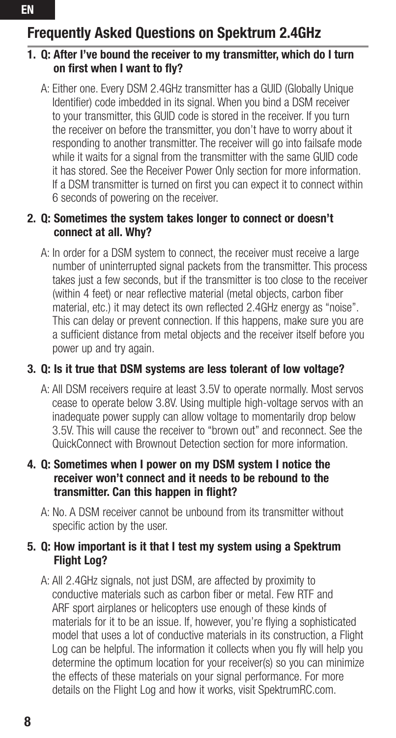## Frequently Asked Questions on Spektrum 2.4GHz

1. **Q: After I've bound the receiver to my transmitter, which do I turn on first when I want to fly?**

   A: Either one. Every DSM 2.4GHz transmitter has a GUID (Globally Unique Identifier) code imbedded in its signal. When you bind a DSM receiver to your transmitter, this GUID code is stored in the receiver. If you turn the receiver on before the transmitter, you don't have to worry about it responding to another transmitter. The receiver will go into failsafe mode while it waits for a signal from the transmitter with the same GUID code it has stored. See the Receiver Power Only section for more information. If a DSM transmitter is turned on first you can expect it to connect within 6 seconds of powering on the receiver.

2. **Q: Sometimes the system takes longer to connect or doesn't connect at all. Why?**

   A: In order for a DSM system to connect, the receiver must receive a large number of uninterrupted signal packets from the transmitter. This process takes just a few seconds, but if the transmitter is too close to the receiver (within 4 feet) or near reflective material (metal objects, carbon fiber material, etc.) it may detect its own reflected 2.4GHz energy as "noise". This can delay or prevent connection. If this happens, make sure you are a sufficient distance from metal objects and the receiver itself before you power up and try again.

3. **Q: Is it true that DSM systems are less tolerant of low voltage?**

   A: All DSM receivers require at least 3.5V to operate normally. Most servos cease to operate below 3.8V. Using multiple high-voltage servos with an inadequate power supply can allow voltage to momentarily drop below 3.5V. This will cause the receiver to "brown out" and reconnect. See the QuickConnect with Brownout Detection section for more information.

4. **Q: Sometimes when I power on my DSM system I notice the receiver won't connect and it needs to be rebound to the transmitter. Can this happen in flight?**

   A: No. A DSM receiver cannot be unbound from its transmitter without specific action by the user.

5. **Q: How important is it that I test my system using a Spektrum Flight Log?**

   A: All 2.4GHz signals, not just DSM, are affected by proximity to conductive materials such as carbon fiber or metal. Few RTF and ARF sport airplanes or helicopters use enough of these kinds of materials for it to be an issue. If, however, you're flying a sophisticated model that uses a lot of conductive materials in its construction, a Flight Log can be helpful. The information it collects when you fly will help you determine the optimum location for your receiver(s) so you can minimize the effects of these materials on your signal performance. For more details on the Flight Log and how it works, visit SpektrumRC.com.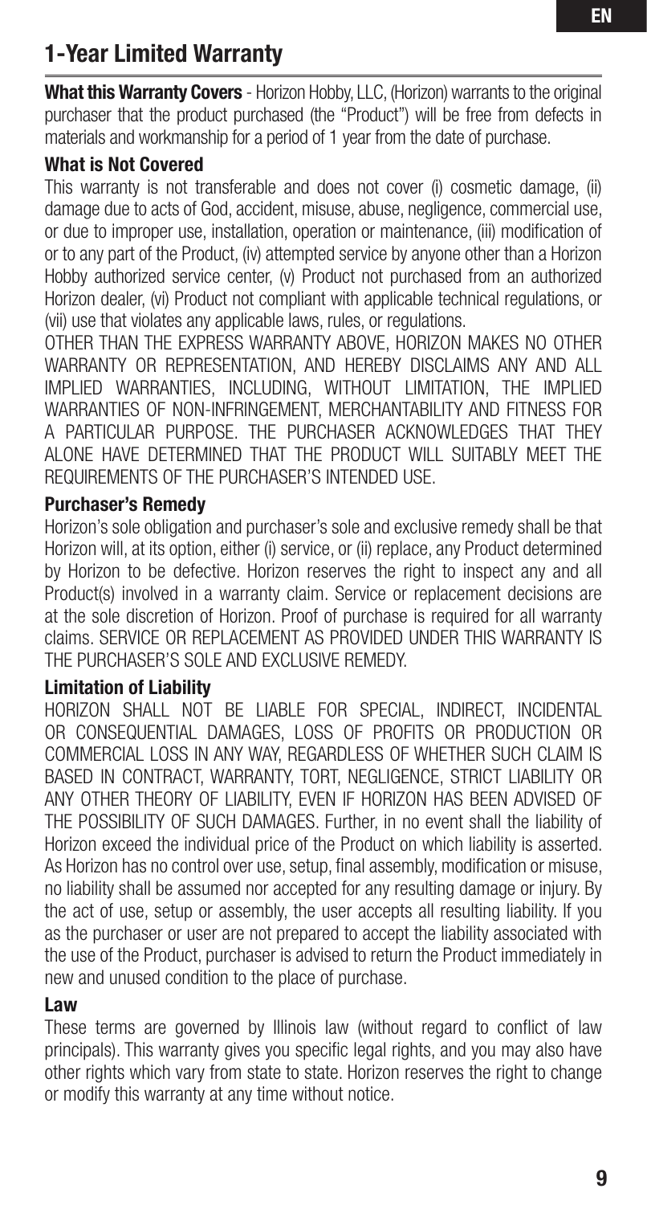# 1-Year Limited Warranty

**What this Warranty Covers** - Horizon Hobby, LLC, (Horizon) warrants to the original purchaser that the product purchased (the "Product") will be free from defects in materials and workmanship for a period of 1 year from the date of purchase.

### What is Not Covered

This warranty is not transferable and does not cover (i) cosmetic damage, (ii) damage due to acts of God, accident, misuse, abuse, negligence, commercial use, or due to improper use, installation, operation or maintenance, (iii) modification of or to any part of the Product, (iv) attempted service by anyone other than a Horizon Hobby authorized service center, (v) Product not purchased from an authorized Horizon dealer, (vi) Product not compliant with applicable technical regulations, or (vii) use that violates any applicable laws, rules, or regulations.

OTHER THAN THE EXPRESS WARRANTY ABOVE, HORIZON MAKES NO OTHER WARRANTY OR REPRESENTATION, AND HEREBY DISCLAIMS ANY AND ALL IMPLIED WARRANTIES, INCLUDING, WITHOUT LIMITATION, THE IMPLIED WARRANTIES OF NON-INFRINGEMENT, MERCHANTABILITY AND FITNESS FOR A PARTICULAR PURPOSE. THE PURCHASER ACKNOWLEDGES THAT THEY ALONE HAVE DETERMINED THAT THE PRODUCT WILL SUITABLY MEET THE REQUIREMENTS OF THE PURCHASER'S INTENDED USE.

### Purchaser's Remedy

Horizon's sole obligation and purchaser's sole and exclusive remedy shall be that Horizon will, at its option, either (i) service, or (ii) replace, any Product determined by Horizon to be defective. Horizon reserves the right to inspect any and all Product(s) involved in a warranty claim. Service or replacement decisions are at the sole discretion of Horizon. Proof of purchase is required for all warranty claims. SERVICE OR REPLACEMENT AS PROVIDED UNDER THIS WARRANTY IS THE PURCHASER'S SOLE AND EXCLUSIVE REMEDY.

### Limitation of Liability

HORIZON SHALL NOT BE LIABLE FOR SPECIAL, INDIRECT, INCIDENTAL OR CONSEQUENTIAL DAMAGES, LOSS OF PROFITS OR PRODUCTION OR COMMERCIAL LOSS IN ANY WAY, REGARDLESS OF WHETHER SUCH CLAIM IS BASED IN CONTRACT, WARRANTY, TORT, NEGLIGENCE, STRICT LIABILITY OR ANY OTHER THEORY OF LIABILITY, EVEN IF HORIZON HAS BEEN ADVISED OF THE POSSIBILITY OF SUCH DAMAGES. Further, in no event shall the liability of Horizon exceed the individual price of the Product on which liability is asserted. As Horizon has no control over use, setup, final assembly, modification or misuse, no liability shall be assumed nor accepted for any resulting damage or injury. By the act of use, setup or assembly, the user accepts all resulting liability. If you as the purchaser or user are not prepared to accept the liability associated with the use of the Product, purchaser is advised to return the Product immediately in new and unused condition to the place of purchase.

### Law

These terms are governed by Illinois law (without regard to conflict of law principals). This warranty gives you specific legal rights, and you may also have other rights which vary from state to state. Horizon reserves the right to change or modify this warranty at any time without notice.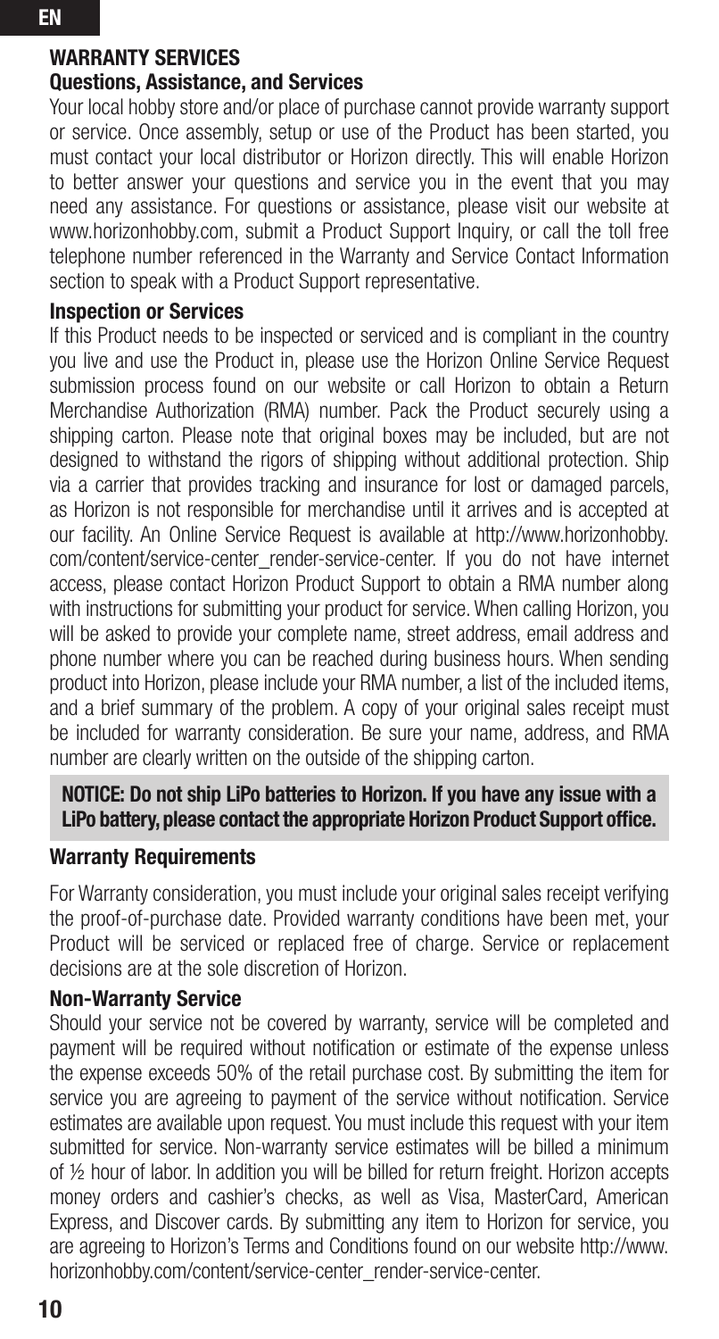## WARRANTY SERVICES

### Questions, Assistance, and Services

Your local hobby store and/or place of purchase cannot provide warranty support or service. Once assembly, setup or use of the Product has been started, you must contact your local distributor or Horizon directly. This will enable Horizon to better answer your questions and service you in the event that you may need any assistance. For questions or assistance, please visit our website at www.horizonhobby.com, submit a Product Support Inquiry, or call the toll free telephone number referenced in the Warranty and Service Contact Information section to speak with a Product Support representative.

### Inspection or Services

If this Product needs to be inspected or serviced and is compliant in the country you live and use the Product in, please use the Horizon Online Service Request submission process found on our website or call Horizon to obtain a Return Merchandise Authorization (RMA) number. Pack the Product securely using a shipping carton. Please note that original boxes may be included, but are not designed to withstand the rigors of shipping without additional protection. Ship via a carrier that provides tracking and insurance for lost or damaged parcels, as Horizon is not responsible for merchandise until it arrives and is accepted at our facility. An Online Service Request is available at http://www.horizonhobby.com/content/service-center_render-service-center. If you do not have internet access, please contact Horizon Product Support to obtain a RMA number along with instructions for submitting your product for service. When calling Horizon, you will be asked to provide your complete name, street address, email address and phone number where you can be reached during business hours. When sending product into Horizon, please include your RMA number, a list of the included items, and a brief summary of the problem. A copy of your original sales receipt must be included for warranty consideration. Be sure your name, address, and RMA number are clearly written on the outside of the shipping carton.

**NOTICE: Do not ship LiPo batteries to Horizon. If you have any issue with a LiPo battery, please contact the appropriate Horizon Product Support office.**

### Warranty Requirements

For Warranty consideration, you must include your original sales receipt verifying the proof-of-purchase date. Provided warranty conditions have been met, your Product will be serviced or replaced free of charge. Service or replacement decisions are at the sole discretion of Horizon.

### Non-Warranty Service

Should your service not be covered by warranty, service will be completed and payment will be required without notification or estimate of the expense unless the expense exceeds 50% of the retail purchase cost. By submitting the item for service you are agreeing to payment of the service without notification. Service estimates are available upon request. You must include this request with your item submitted for service. Non-warranty service estimates will be billed a minimum of ½ hour of labor. In addition you will be billed for return freight. Horizon accepts money orders and cashier's checks, as well as Visa, MasterCard, American Express, and Discover cards. By submitting any item to Horizon for service, you are agreeing to Horizon's Terms and Conditions found on our website http://www.horizonhobby.com/content/service-center_render-service-center.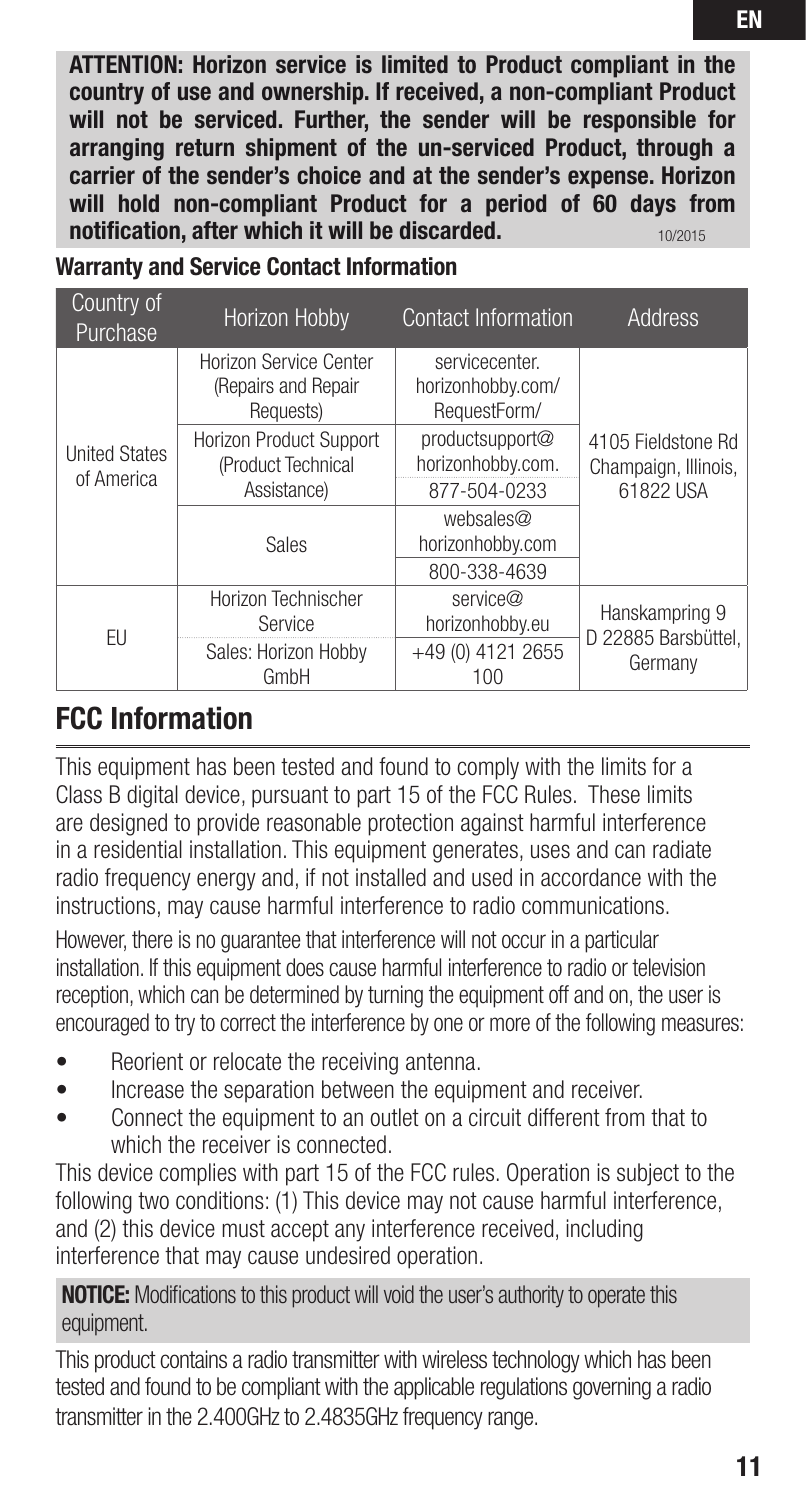**ATTENTION: Horizon service is limited to Product compliant in the country of use and ownership. If received, a non-compliant Product will not be serviced. Further, the sender will be responsible for arranging return shipment of the un-serviced Product, through a carrier of the sender's choice and at the sender's expense. Horizon will hold non-compliant Product for a period of 60 days from notification, after which it will be discarded.** 10/2015

### Warranty and Service Contact Information

| Country of Purchase | Horizon Hobby | Contact Information | Address |
|---|---|---|---|
| United States of America | Horizon Service Center (Repairs and Repair Requests) | servicecenter.horizonhobby.com/RequestForm/ | 4105 Fieldstone Rd Champaign, Illinois, 61822 USA |
| | Horizon Product Support (Product Technical Assistance) | productsupport@horizonhobby.com.<br>877-504-0233 | |
| | Sales | websales@horizonhobby.com<br>800-338-4639 | |
| EU | Horizon Technischer Service | service@horizonhobby.eu | Hanskampring 9 D 22885 Barsbüttel, Germany |
| | Sales: Horizon Hobby GmbH | +49 (0) 4121 2655 100 | |

## FCC Information

This equipment has been tested and found to comply with the limits for a Class B digital device, pursuant to part 15 of the FCC Rules. These limits are designed to provide reasonable protection against harmful interference in a residential installation. This equipment generates, uses and can radiate radio frequency energy and, if not installed and used in accordance with the instructions, may cause harmful interference to radio communications.

However, there is no guarantee that interference will not occur in a particular installation. If this equipment does cause harmful interference to radio or television reception, which can be determined by turning the equipment off and on, the user is encouraged to try to correct the interference by one or more of the following measures:

- Reorient or relocate the receiving antenna.
- Increase the separation between the equipment and receiver.
- Connect the equipment to an outlet on a circuit different from that to which the receiver is connected.

This device complies with part 15 of the FCC rules. Operation is subject to the following two conditions: (1) This device may not cause harmful interference, and (2) this device must accept any interference received, including interference that may cause undesired operation.

**NOTICE:** Modifications to this product will void the user's authority to operate this equipment.

This product contains a radio transmitter with wireless technology which has been tested and found to be compliant with the applicable regulations governing a radio transmitter in the 2.400GHz to 2.4835GHz frequency range.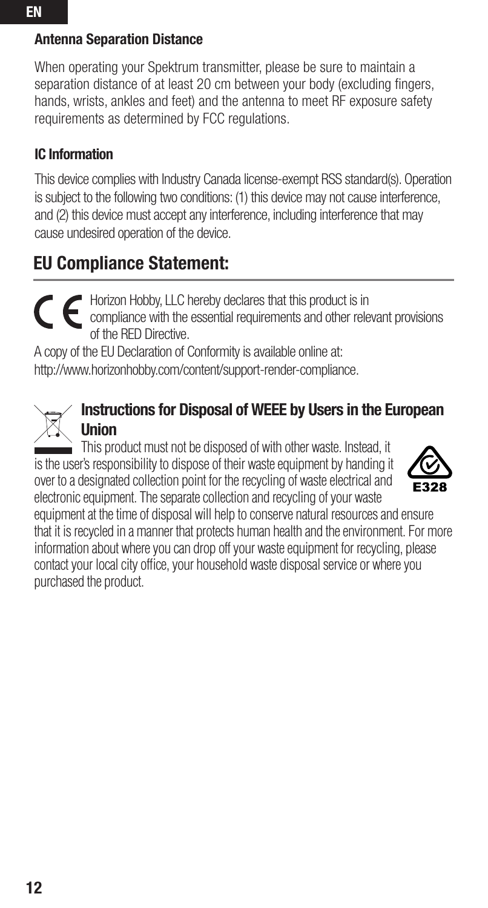### Antenna Separation Distance

When operating your Spektrum transmitter, please be sure to maintain a separation distance of at least 20 cm between your body (excluding fingers, hands, wrists, ankles and feet) and the antenna to meet RF exposure safety requirements as determined by FCC regulations.

### IC Information

This device complies with Industry Canada license-exempt RSS standard(s). Operation is subject to the following two conditions: (1) this device may not cause interference, and (2) this device must accept any interference, including interference that may cause undesired operation of the device.

## EU Compliance Statement:

Horizon Hobby, LLC hereby declares that this product is in compliance with the essential requirements and other relevant provisions of the RED Directive.

A copy of the EU Declaration of Conformity is available online at: http://www.horizonhobby.com/content/support-render-compliance.

### Instructions for Disposal of WEEE by Users in the European Union

This product must not be disposed of with other waste. Instead, it is the user's responsibility to dispose of their waste equipment by handing it over to a designated collection point for the recycling of waste electrical and electronic equipment. The separate collection and recycling of your waste equipment at the time of disposal will help to conserve natural resources and ensure that it is recycled in a manner that protects human health and the environment. For more information about where you can drop off your waste equipment for recycling, please contact your local city office, your household waste disposal service or where you purchased the product.

E328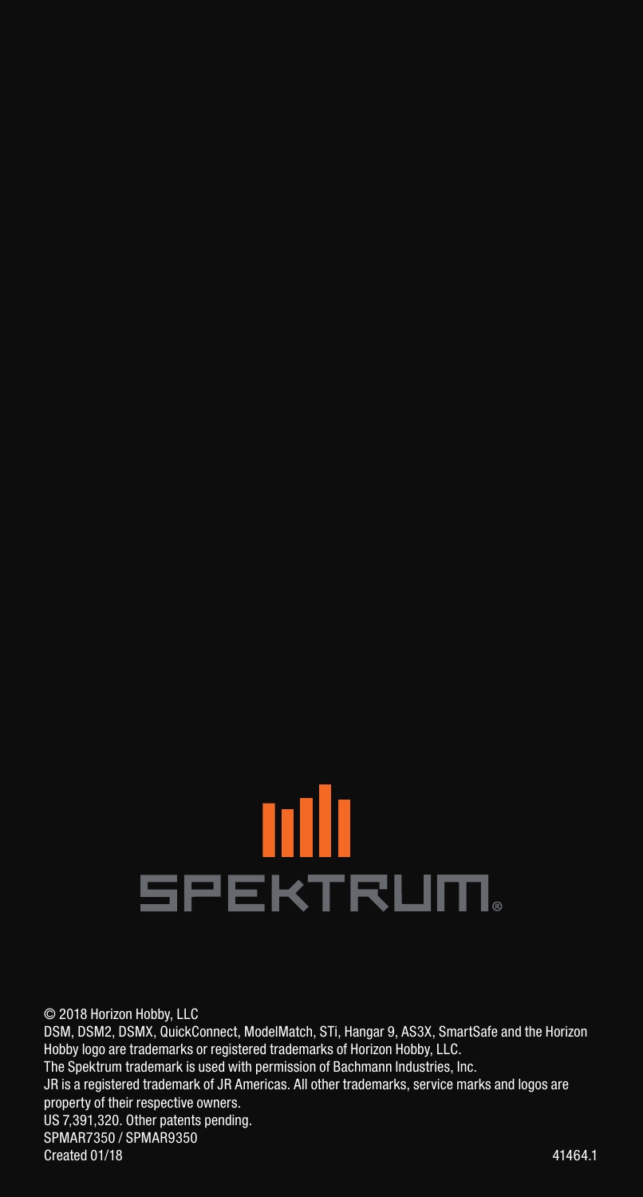SPEKTRUM®

© 2018 Horizon Hobby, LLC
DSM, DSM2, DSMX, QuickConnect, ModelMatch, STi, Hangar 9, AS3X, SmartSafe and the Horizon Hobby logo are trademarks or registered trademarks of Horizon Hobby, LLC.
The Spektrum trademark is used with permission of Bachmann Industries, Inc.
JR is a registered trademark of JR Americas. All other trademarks, service marks and logos are property of their respective owners.
US 7,391,320. Other patents pending.
SPMAR7350 / SPMAR9350
Created 01/18 41464.1